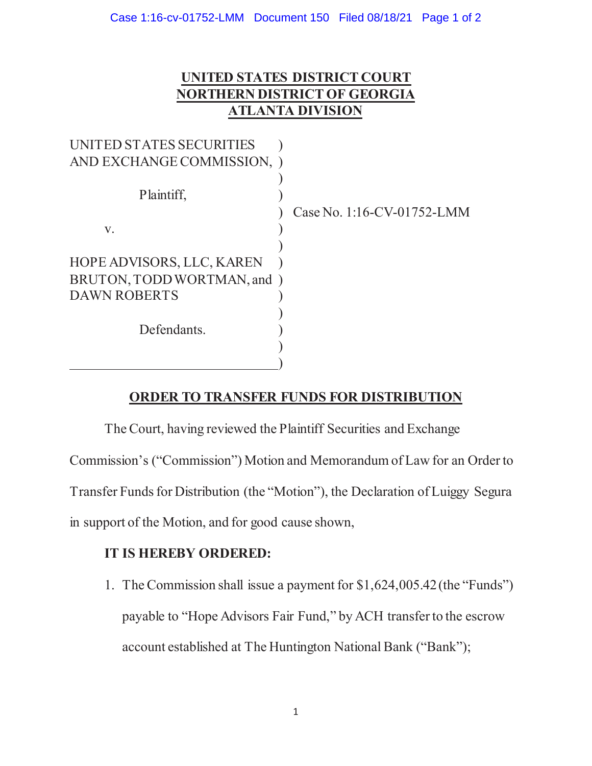# UNITED STATES DISTRICT COURT
# NORTHERN DISTRICT OF GEORGIA
# ATLANTA DIVISION

UNITED STATES SECURITIES AND EXCHANGE COMMISSION,

Plaintiff,

v.

HOPE ADVISORS, LLC, KAREN BRUTON, TODD WORTMAN, and DAWN ROBERTS

Defendants.

Case No. 1:16-CV-01752-LMM

## ORDER TO TRANSFER FUNDS FOR DISTRIBUTION

The Court, having reviewed the Plaintiff Securities and Exchange Commission's ("Commission") Motion and Memorandum of Law for an Order to Transfer Funds for Distribution (the "Motion"), the Declaration of Luiggy Segura in support of the Motion, and for good cause shown,

**IT IS HEREBY ORDERED:**

1. The Commission shall issue a payment for $1,624,005.42 (the "Funds") payable to "Hope Advisors Fair Fund," by ACH transfer to the escrow account established at The Huntington National Bank ("Bank");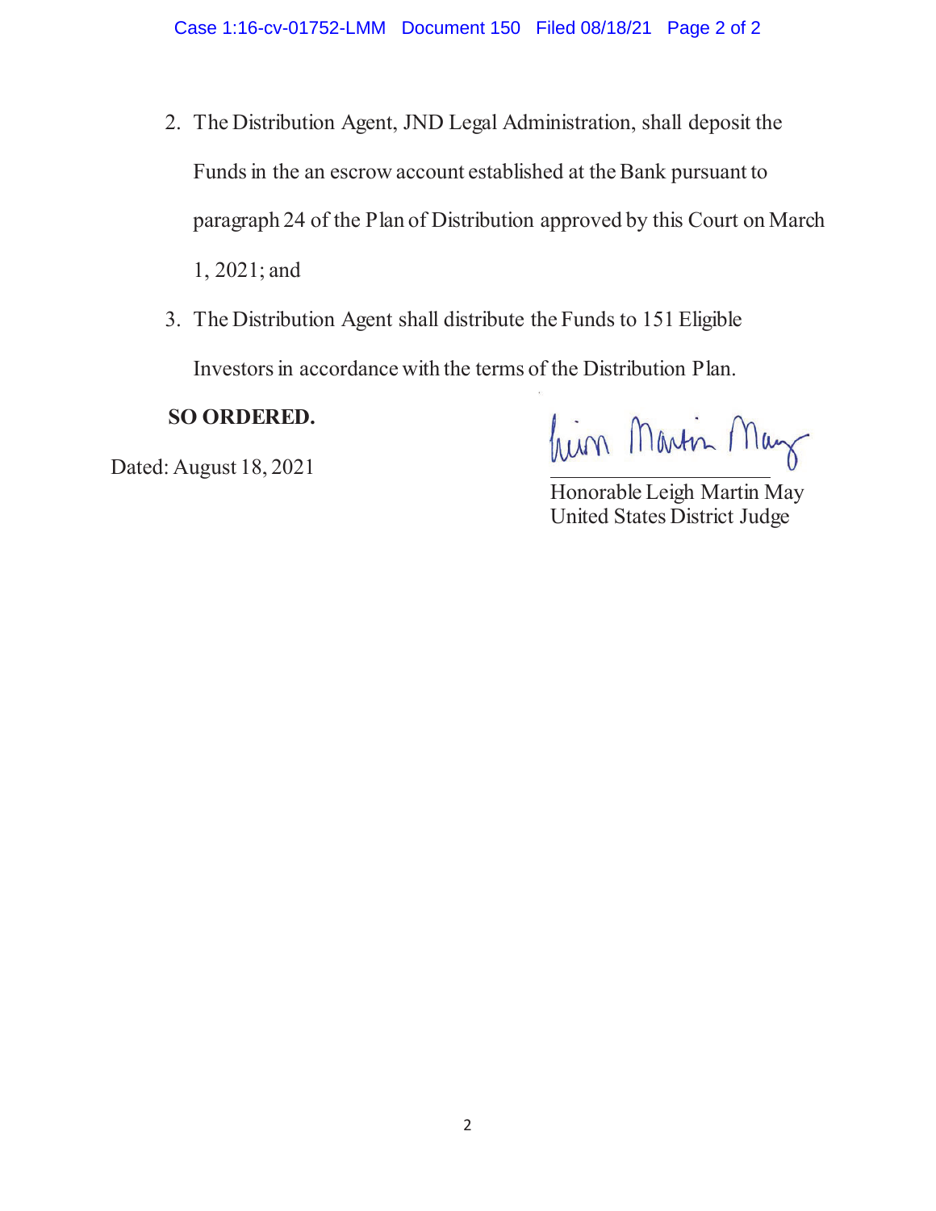2. The Distribution Agent, JND Legal Administration, shall deposit the Funds in the an escrow account established at the Bank pursuant to paragraph 24 of the Plan of Distribution approved by this Court on March 1, 2021; and

3. The Distribution Agent shall distribute the Funds to 151 Eligible Investors in accordance with the terms of the Distribution Plan.

**SO ORDERED.**

Dated: August 18, 2021

Honorable Leigh Martin May
United States District Judge